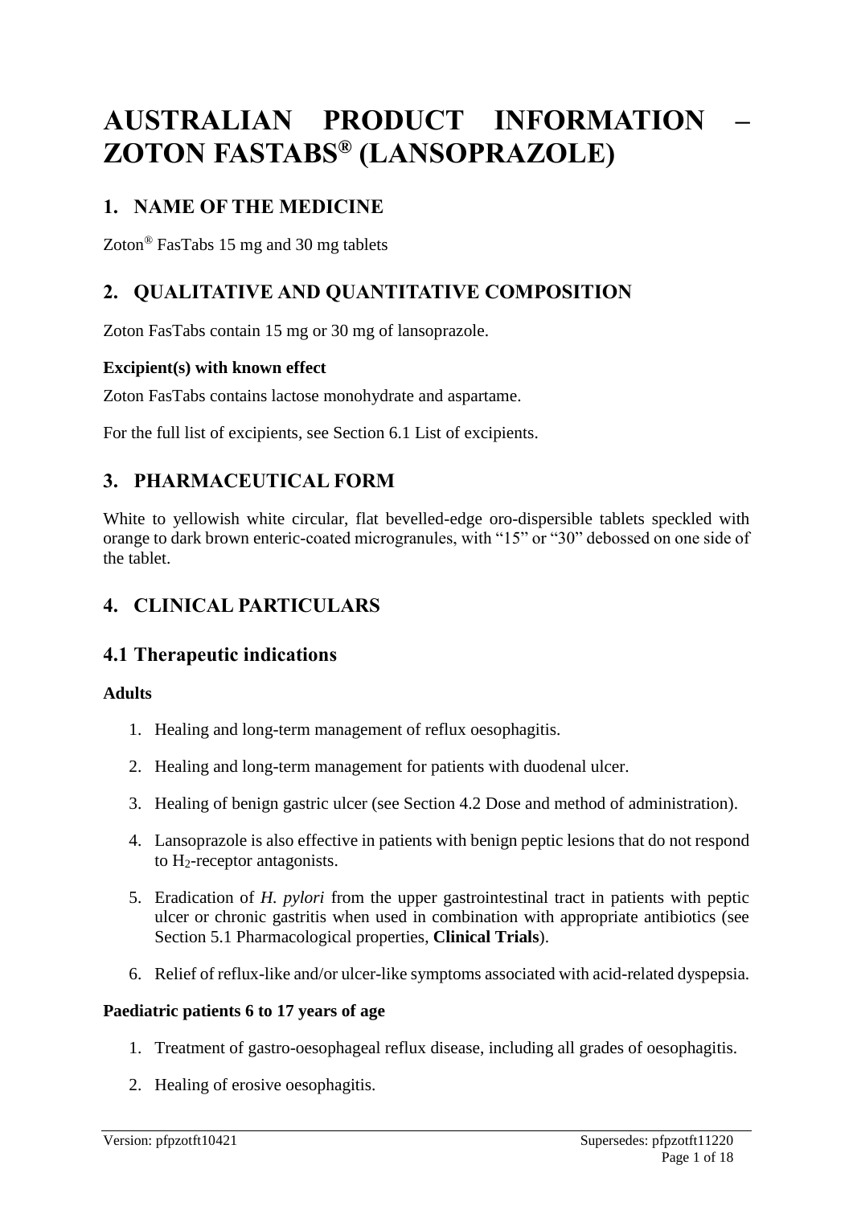# AUSTRALIAN PRODUCT INFORMATION – ZOTON FASTABS® (LANSOPRAZOLE)

## 1. NAME OF THE MEDICINE

Zoton® FasTabs 15 mg and 30 mg tablets

## 2. QUALITATIVE AND QUANTITATIVE COMPOSITION

Zoton FasTabs contain 15 mg or 30 mg of lansoprazole.

**Excipient(s) with known effect**

Zoton FasTabs contains lactose monohydrate and aspartame.

For the full list of excipients, see Section 6.1 List of excipients.

## 3. PHARMACEUTICAL FORM

White to yellowish white circular, flat bevelled-edge oro-dispersible tablets speckled with orange to dark brown enteric-coated microgranules, with "15" or "30" debossed on one side of the tablet.

## 4. CLINICAL PARTICULARS

## 4.1 Therapeutic indications

**Adults**

1. Healing and long-term management of reflux oesophagitis.
2. Healing and long-term management for patients with duodenal ulcer.
3. Healing of benign gastric ulcer (see Section 4.2 Dose and method of administration).
4. Lansoprazole is also effective in patients with benign peptic lesions that do not respond to $H_2$-receptor antagonists.
5. Eradication of *H. pylori* from the upper gastrointestinal tract in patients with peptic ulcer or chronic gastritis when used in combination with appropriate antibiotics (see Section 5.1 Pharmacological properties, **Clinical Trials**).
6. Relief of reflux-like and/or ulcer-like symptoms associated with acid-related dyspepsia.

**Paediatric patients 6 to 17 years of age**

1. Treatment of gastro-oesophageal reflux disease, including all grades of oesophagitis.
2. Healing of erosive oesophagitis.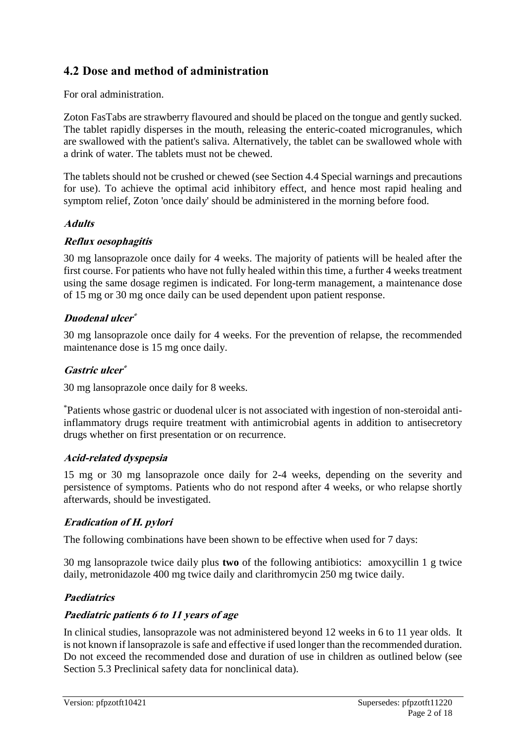## 4.2 Dose and method of administration

For oral administration.

Zoton FasTabs are strawberry flavoured and should be placed on the tongue and gently sucked. The tablet rapidly disperses in the mouth, releasing the enteric-coated microgranules, which are swallowed with the patient's saliva. Alternatively, the tablet can be swallowed whole with a drink of water. The tablets must not be chewed.

The tablets should not be crushed or chewed (see Section 4.4 Special warnings and precautions for use). To achieve the optimal acid inhibitory effect, and hence most rapid healing and symptom relief, Zoton 'once daily' should be administered in the morning before food.

### *Adults*

#### *Reflux oesophagitis*

30 mg lansoprazole once daily for 4 weeks. The majority of patients will be healed after the first course. For patients who have not fully healed within this time, a further 4 weeks treatment using the same dosage regimen is indicated. For long-term management, a maintenance dose of 15 mg or 30 mg once daily can be used dependent upon patient response.

#### *Duodenal ulcer**

30 mg lansoprazole once daily for 4 weeks. For the prevention of relapse, the recommended maintenance dose is 15 mg once daily.

#### *Gastric ulcer**

30 mg lansoprazole once daily for 8 weeks.

*Patients whose gastric or duodenal ulcer is not associated with ingestion of non-steroidal anti-inflammatory drugs require treatment with antimicrobial agents in addition to antisecretory drugs whether on first presentation or on recurrence.

#### *Acid-related dyspepsia*

15 mg or 30 mg lansoprazole once daily for 2-4 weeks, depending on the severity and persistence of symptoms. Patients who do not respond after 4 weeks, or who relapse shortly afterwards, should be investigated.

#### *Eradication of H. pylori*

The following combinations have been shown to be effective when used for 7 days:

30 mg lansoprazole twice daily plus **two** of the following antibiotics: amoxycillin 1 g twice daily, metronidazole 400 mg twice daily and clarithromycin 250 mg twice daily.

### *Paediatrics*

#### *Paediatric patients 6 to 11 years of age*

In clinical studies, lansoprazole was not administered beyond 12 weeks in 6 to 11 year olds. It is not known if lansoprazole is safe and effective if used longer than the recommended duration. Do not exceed the recommended dose and duration of use in children as outlined below (see Section 5.3 Preclinical safety data for nonclinical data).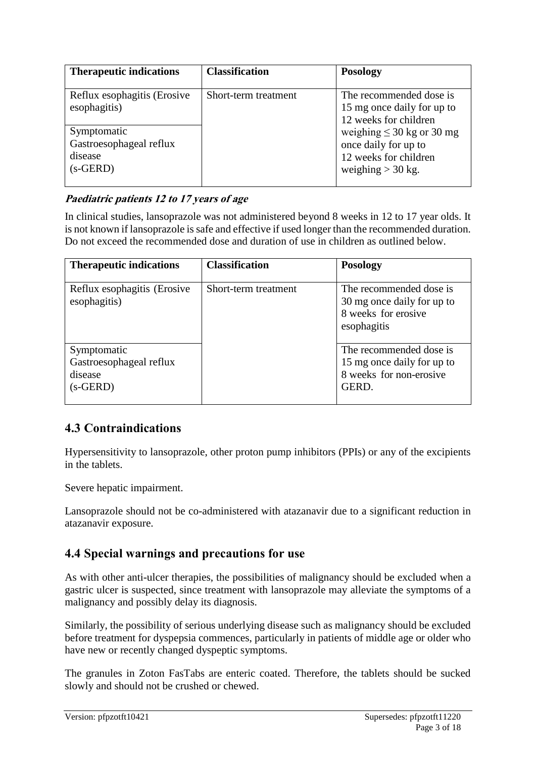| Therapeutic indications | Classification | Posology |
|---|---|---|
| Reflux esophagitis (Erosive esophagitis) | Short-term treatment | The recommended dose is 15 mg once daily for up to 12 weeks for children weighing ≤ 30 kg or 30 mg once daily for up to 12 weeks for children weighing > 30 kg. |
| Symptomatic Gastroesophageal reflux disease (s-GERD) | | |

***Paediatric patients 12 to 17 years of age***

In clinical studies, lansoprazole was not administered beyond 8 weeks in 12 to 17 year olds. It is not known if lansoprazole is safe and effective if used longer than the recommended duration. Do not exceed the recommended dose and duration of use in children as outlined below.

| Therapeutic indications | Classification | Posology |
|---|---|---|
| Reflux esophagitis (Erosive esophagitis) | Short-term treatment | The recommended dose is 30 mg once daily for up to 8 weeks for erosive esophagitis |
| Symptomatic Gastroesophageal reflux disease (s-GERD) | | The recommended dose is 15 mg once daily for up to 8 weeks for non-erosive GERD. |

## 4.3 Contraindications

Hypersensitivity to lansoprazole, other proton pump inhibitors (PPIs) or any of the excipients in the tablets.

Severe hepatic impairment.

Lansoprazole should not be co-administered with atazanavir due to a significant reduction in atazanavir exposure.

## 4.4 Special warnings and precautions for use

As with other anti-ulcer therapies, the possibilities of malignancy should be excluded when a gastric ulcer is suspected, since treatment with lansoprazole may alleviate the symptoms of a malignancy and possibly delay its diagnosis.

Similarly, the possibility of serious underlying disease such as malignancy should be excluded before treatment for dyspepsia commences, particularly in patients of middle age or older who have new or recently changed dyspeptic symptoms.

The granules in Zoton FasTabs are enteric coated. Therefore, the tablets should be sucked slowly and should not be crushed or chewed.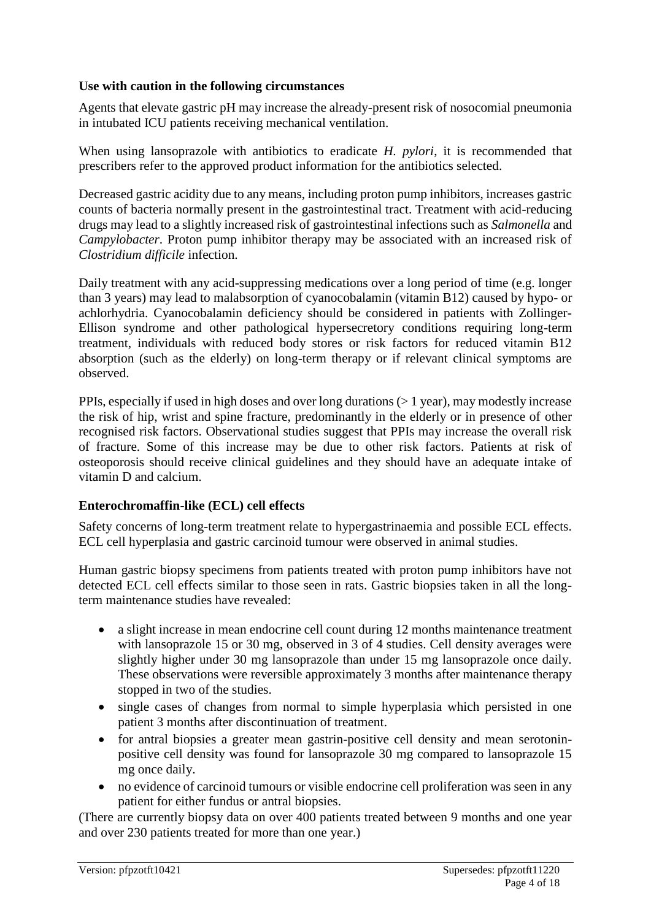### Use with caution in the following circumstances

Agents that elevate gastric pH may increase the already-present risk of nosocomial pneumonia in intubated ICU patients receiving mechanical ventilation.

When using lansoprazole with antibiotics to eradicate *H. pylori*, it is recommended that prescribers refer to the approved product information for the antibiotics selected.

Decreased gastric acidity due to any means, including proton pump inhibitors, increases gastric counts of bacteria normally present in the gastrointestinal tract. Treatment with acid-reducing drugs may lead to a slightly increased risk of gastrointestinal infections such as *Salmonella* and *Campylobacter*. Proton pump inhibitor therapy may be associated with an increased risk of *Clostridium difficile* infection.

Daily treatment with any acid-suppressing medications over a long period of time (e.g. longer than 3 years) may lead to malabsorption of cyanocobalamin (vitamin B12) caused by hypo- or achlorhydria. Cyanocobalamin deficiency should be considered in patients with Zollinger-Ellison syndrome and other pathological hypersecretory conditions requiring long-term treatment, individuals with reduced body stores or risk factors for reduced vitamin B12 absorption (such as the elderly) on long-term therapy or if relevant clinical symptoms are observed.

PPIs, especially if used in high doses and over long durations (> 1 year), may modestly increase the risk of hip, wrist and spine fracture, predominantly in the elderly or in presence of other recognised risk factors. Observational studies suggest that PPIs may increase the overall risk of fracture. Some of this increase may be due to other risk factors. Patients at risk of osteoporosis should receive clinical guidelines and they should have an adequate intake of vitamin D and calcium.

### Enterochromaffin-like (ECL) cell effects

Safety concerns of long-term treatment relate to hypergastrinaemia and possible ECL effects. ECL cell hyperplasia and gastric carcinoid tumour were observed in animal studies.

Human gastric biopsy specimens from patients treated with proton pump inhibitors have not detected ECL cell effects similar to those seen in rats. Gastric biopsies taken in all the long-term maintenance studies have revealed:

- a slight increase in mean endocrine cell count during 12 months maintenance treatment with lansoprazole 15 or 30 mg, observed in 3 of 4 studies. Cell density averages were slightly higher under 30 mg lansoprazole than under 15 mg lansoprazole once daily. These observations were reversible approximately 3 months after maintenance therapy stopped in two of the studies.
- single cases of changes from normal to simple hyperplasia which persisted in one patient 3 months after discontinuation of treatment.
- for antral biopsies a greater mean gastrin-positive cell density and mean serotonin-positive cell density was found for lansoprazole 30 mg compared to lansoprazole 15 mg once daily.
- no evidence of carcinoid tumours or visible endocrine cell proliferation was seen in any patient for either fundus or antral biopsies.

(There are currently biopsy data on over 400 patients treated between 9 months and one year and over 230 patients treated for more than one year.)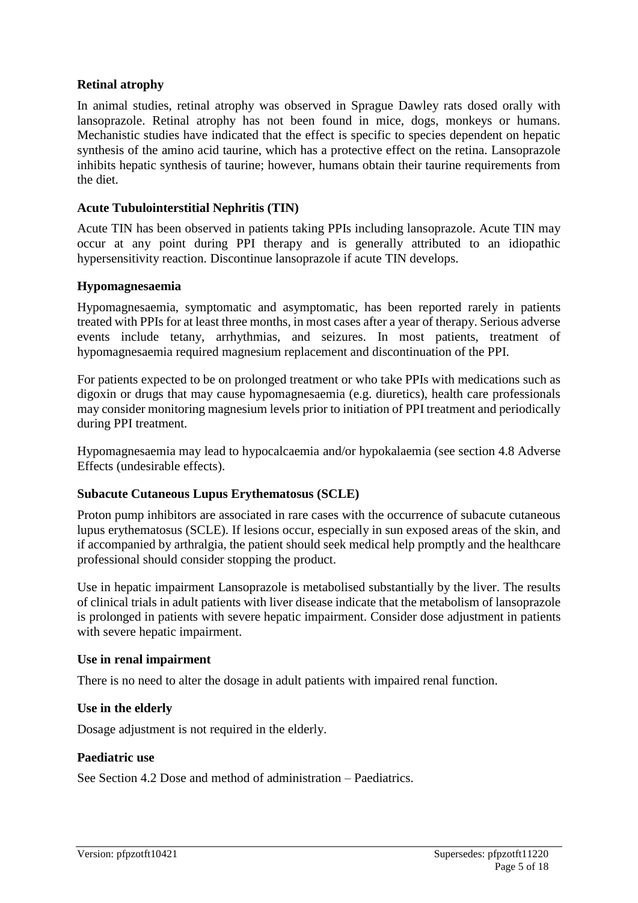### Retinal atrophy

In animal studies, retinal atrophy was observed in Sprague Dawley rats dosed orally with lansoprazole. Retinal atrophy has not been found in mice, dogs, monkeys or humans. Mechanistic studies have indicated that the effect is specific to species dependent on hepatic synthesis of the amino acid taurine, which has a protective effect on the retina. Lansoprazole inhibits hepatic synthesis of taurine; however, humans obtain their taurine requirements from the diet.

### Acute Tubulointerstitial Nephritis (TIN)

Acute TIN has been observed in patients taking PPIs including lansoprazole. Acute TIN may occur at any point during PPI therapy and is generally attributed to an idiopathic hypersensitivity reaction. Discontinue lansoprazole if acute TIN develops.

### Hypomagnesaemia

Hypomagnesaemia, symptomatic and asymptomatic, has been reported rarely in patients treated with PPIs for at least three months, in most cases after a year of therapy. Serious adverse events include tetany, arrhythmias, and seizures. In most patients, treatment of hypomagnesaemia required magnesium replacement and discontinuation of the PPI.

For patients expected to be on prolonged treatment or who take PPIs with medications such as digoxin or drugs that may cause hypomagnesaemia (e.g. diuretics), health care professionals may consider monitoring magnesium levels prior to initiation of PPI treatment and periodically during PPI treatment.

Hypomagnesaemia may lead to hypocalcaemia and/or hypokalaemia (see section 4.8 Adverse Effects (undesirable effects).

### Subacute Cutaneous Lupus Erythematosus (SCLE)

Proton pump inhibitors are associated in rare cases with the occurrence of subacute cutaneous lupus erythematosus (SCLE). If lesions occur, especially in sun exposed areas of the skin, and if accompanied by arthralgia, the patient should seek medical help promptly and the healthcare professional should consider stopping the product.

Use in hepatic impairment Lansoprazole is metabolised substantially by the liver. The results of clinical trials in adult patients with liver disease indicate that the metabolism of lansoprazole is prolonged in patients with severe hepatic impairment. Consider dose adjustment in patients with severe hepatic impairment.

### Use in renal impairment

There is no need to alter the dosage in adult patients with impaired renal function.

### Use in the elderly

Dosage adjustment is not required in the elderly.

### Paediatric use

See Section 4.2 Dose and method of administration – Paediatrics.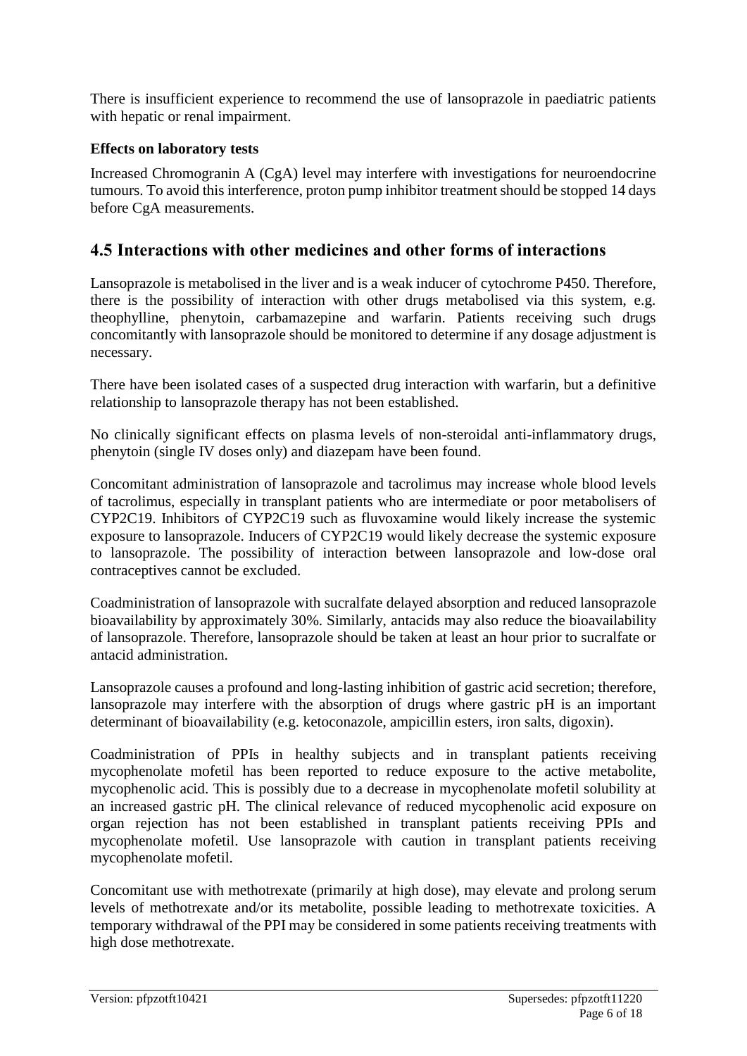There is insufficient experience to recommend the use of lansoprazole in paediatric patients with hepatic or renal impairment.

**Effects on laboratory tests**

Increased Chromogranin A (CgA) level may interfere with investigations for neuroendocrine tumours. To avoid this interference, proton pump inhibitor treatment should be stopped 14 days before CgA measurements.

## 4.5 Interactions with other medicines and other forms of interactions

Lansoprazole is metabolised in the liver and is a weak inducer of cytochrome P450. Therefore, there is the possibility of interaction with other drugs metabolised via this system, e.g. theophylline, phenytoin, carbamazepine and warfarin. Patients receiving such drugs concomitantly with lansoprazole should be monitored to determine if any dosage adjustment is necessary.

There have been isolated cases of a suspected drug interaction with warfarin, but a definitive relationship to lansoprazole therapy has not been established.

No clinically significant effects on plasma levels of non-steroidal anti-inflammatory drugs, phenytoin (single IV doses only) and diazepam have been found.

Concomitant administration of lansoprazole and tacrolimus may increase whole blood levels of tacrolimus, especially in transplant patients who are intermediate or poor metabolisers of CYP2C19. Inhibitors of CYP2C19 such as fluvoxamine would likely increase the systemic exposure to lansoprazole. Inducers of CYP2C19 would likely decrease the systemic exposure to lansoprazole. The possibility of interaction between lansoprazole and low-dose oral contraceptives cannot be excluded.

Coadministration of lansoprazole with sucralfate delayed absorption and reduced lansoprazole bioavailability by approximately 30%. Similarly, antacids may also reduce the bioavailability of lansoprazole. Therefore, lansoprazole should be taken at least an hour prior to sucralfate or antacid administration.

Lansoprazole causes a profound and long-lasting inhibition of gastric acid secretion; therefore, lansoprazole may interfere with the absorption of drugs where gastric pH is an important determinant of bioavailability (e.g. ketoconazole, ampicillin esters, iron salts, digoxin).

Coadministration of PPIs in healthy subjects and in transplant patients receiving mycophenolate mofetil has been reported to reduce exposure to the active metabolite, mycophenolic acid. This is possibly due to a decrease in mycophenolate mofetil solubility at an increased gastric pH. The clinical relevance of reduced mycophenolic acid exposure on organ rejection has not been established in transplant patients receiving PPIs and mycophenolate mofetil. Use lansoprazole with caution in transplant patients receiving mycophenolate mofetil.

Concomitant use with methotrexate (primarily at high dose), may elevate and prolong serum levels of methotrexate and/or its metabolite, possible leading to methotrexate toxicities. A temporary withdrawal of the PPI may be considered in some patients receiving treatments with high dose methotrexate.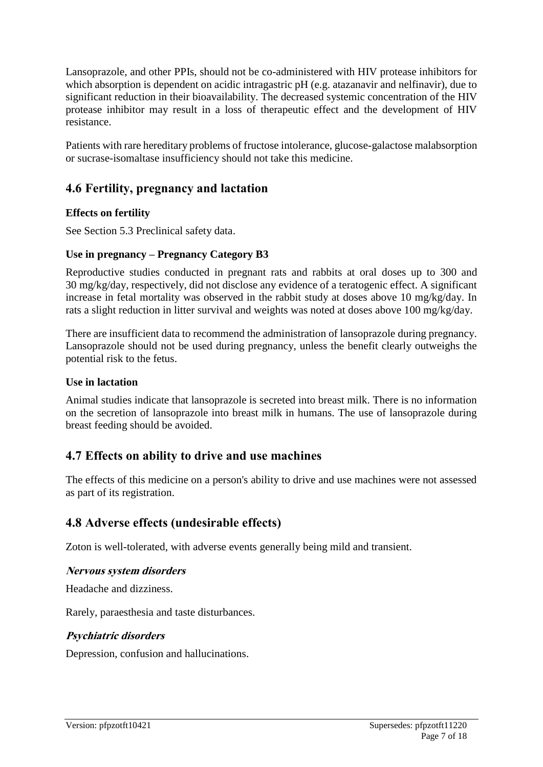Lansoprazole, and other PPIs, should not be co-administered with HIV protease inhibitors for which absorption is dependent on acidic intragastric pH (e.g. atazanavir and nelfinavir), due to significant reduction in their bioavailability. The decreased systemic concentration of the HIV protease inhibitor may result in a loss of therapeutic effect and the development of HIV resistance.

Patients with rare hereditary problems of fructose intolerance, glucose-galactose malabsorption or sucrase-isomaltase insufficiency should not take this medicine.

## 4.6 Fertility, pregnancy and lactation

### Effects on fertility

See Section 5.3 Preclinical safety data.

### Use in pregnancy – Pregnancy Category B3

Reproductive studies conducted in pregnant rats and rabbits at oral doses up to 300 and 30 mg/kg/day, respectively, did not disclose any evidence of a teratogenic effect. A significant increase in fetal mortality was observed in the rabbit study at doses above 10 mg/kg/day. In rats a slight reduction in litter survival and weights was noted at doses above 100 mg/kg/day.

There are insufficient data to recommend the administration of lansoprazole during pregnancy. Lansoprazole should not be used during pregnancy, unless the benefit clearly outweighs the potential risk to the fetus.

### Use in lactation

Animal studies indicate that lansoprazole is secreted into breast milk. There is no information on the secretion of lansoprazole into breast milk in humans. The use of lansoprazole during breast feeding should be avoided.

## 4.7 Effects on ability to drive and use machines

The effects of this medicine on a person's ability to drive and use machines were not assessed as part of its registration.

## 4.8 Adverse effects (undesirable effects)

Zoton is well-tolerated, with adverse events generally being mild and transient.

### *Nervous system disorders*

Headache and dizziness.

Rarely, paraesthesia and taste disturbances.

### *Psychiatric disorders*

Depression, confusion and hallucinations.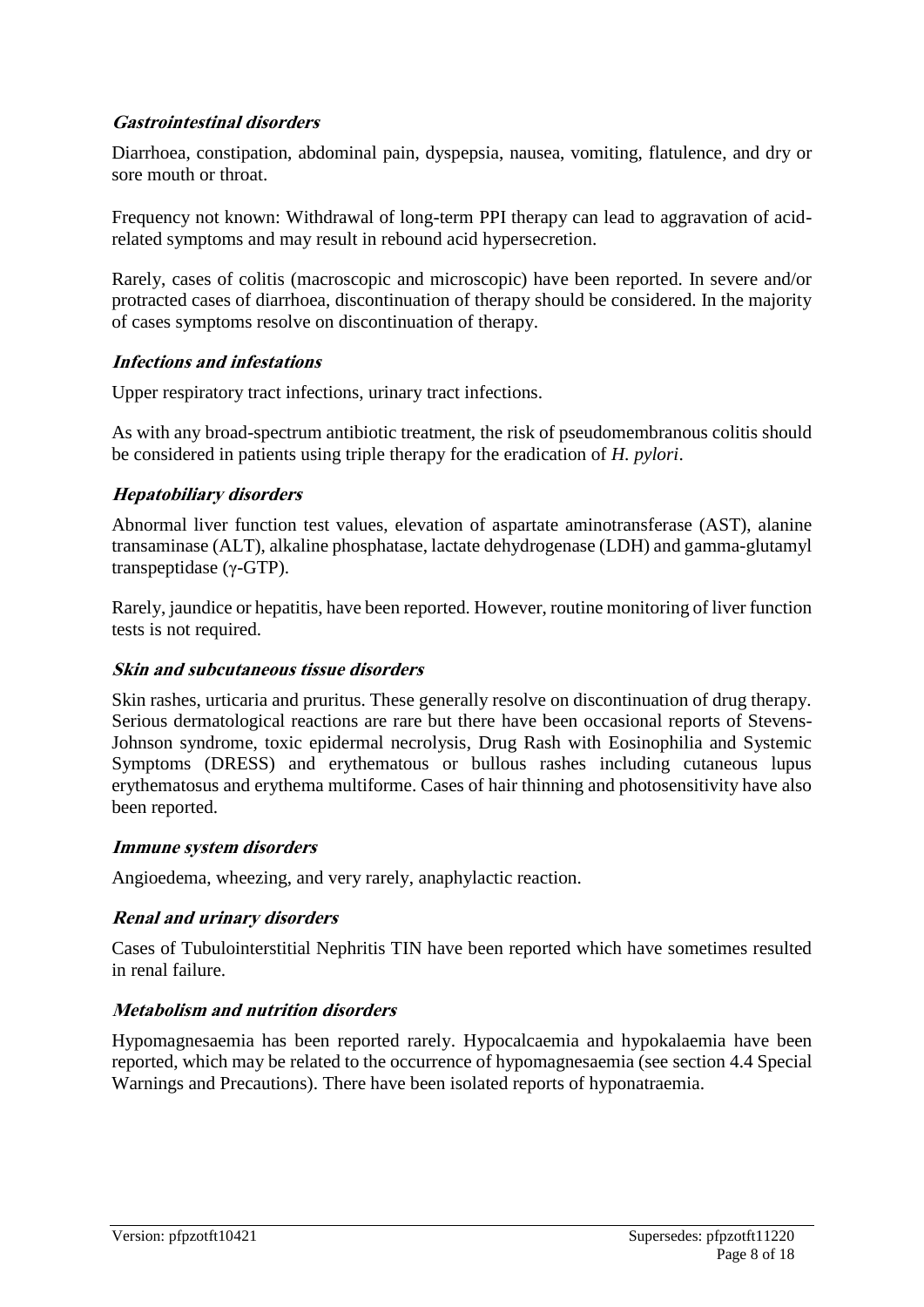***Gastrointestinal disorders***

Diarrhoea, constipation, abdominal pain, dyspepsia, nausea, vomiting, flatulence, and dry or sore mouth or throat.

Frequency not known: Withdrawal of long-term PPI therapy can lead to aggravation of acid-related symptoms and may result in rebound acid hypersecretion.

Rarely, cases of colitis (macroscopic and microscopic) have been reported. In severe and/or protracted cases of diarrhoea, discontinuation of therapy should be considered. In the majority of cases symptoms resolve on discontinuation of therapy.

***Infections and infestations***

Upper respiratory tract infections, urinary tract infections.

As with any broad-spectrum antibiotic treatment, the risk of pseudomembranous colitis should be considered in patients using triple therapy for the eradication of *H. pylori*.

***Hepatobiliary disorders***

Abnormal liver function test values, elevation of aspartate aminotransferase (AST), alanine transaminase (ALT), alkaline phosphatase, lactate dehydrogenase (LDH) and gamma-glutamyl transpeptidase ($\gamma$-GTP).

Rarely, jaundice or hepatitis, have been reported. However, routine monitoring of liver function tests is not required.

***Skin and subcutaneous tissue disorders***

Skin rashes, urticaria and pruritus. These generally resolve on discontinuation of drug therapy. Serious dermatological reactions are rare but there have been occasional reports of Stevens-Johnson syndrome, toxic epidermal necrolysis, Drug Rash with Eosinophilia and Systemic Symptoms (DRESS) and erythematous or bullous rashes including cutaneous lupus erythematosus and erythema multiforme. Cases of hair thinning and photosensitivity have also been reported.

***Immune system disorders***

Angioedema, wheezing, and very rarely, anaphylactic reaction.

***Renal and urinary disorders***

Cases of Tubulointerstitial Nephritis TIN have been reported which have sometimes resulted in renal failure.

***Metabolism and nutrition disorders***

Hypomagnesaemia has been reported rarely. Hypocalcaemia and hypokalaemia have been reported, which may be related to the occurrence of hypomagnesaemia (see section 4.4 Special Warnings and Precautions). There have been isolated reports of hyponatraemia.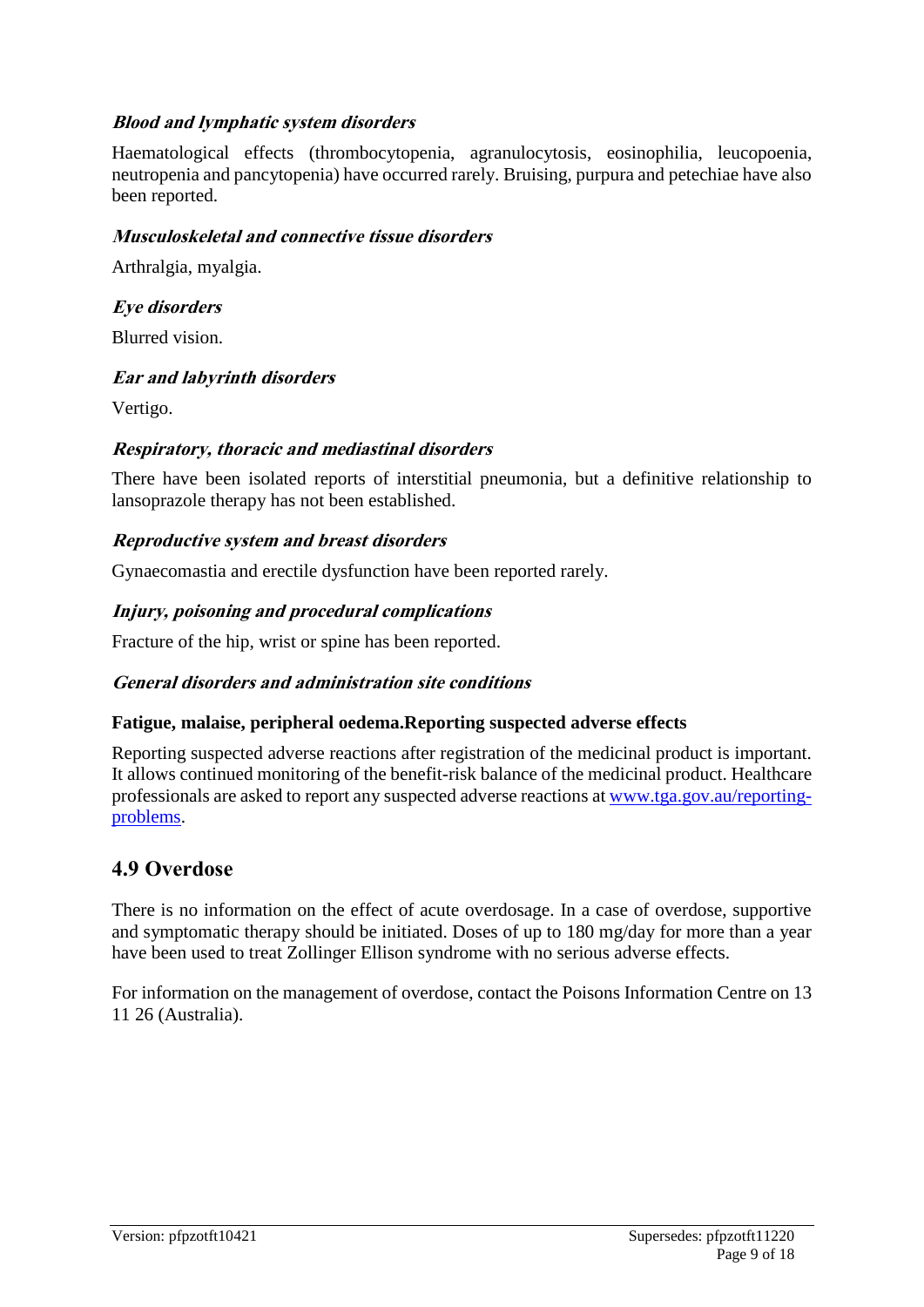***Blood and lymphatic system disorders***

Haematological effects (thrombocytopenia, agranulocytosis, eosinophilia, leucopoenia, neutropenia and pancytopenia) have occurred rarely. Bruising, purpura and petechiae have also been reported.

***Musculoskeletal and connective tissue disorders***

Arthralgia, myalgia.

***Eye disorders***

Blurred vision.

***Ear and labyrinth disorders***

Vertigo.

***Respiratory, thoracic and mediastinal disorders***

There have been isolated reports of interstitial pneumonia, but a definitive relationship to lansoprazole therapy has not been established.

***Reproductive system and breast disorders***

Gynaecomastia and erectile dysfunction have been reported rarely.

***Injury, poisoning and procedural complications***

Fracture of the hip, wrist or spine has been reported.

***General disorders and administration site conditions***

**Fatigue, malaise, peripheral oedema.Reporting suspected adverse effects**

Reporting suspected adverse reactions after registration of the medicinal product is important. It allows continued monitoring of the benefit-risk balance of the medicinal product. Healthcare professionals are asked to report any suspected adverse reactions at [www.tga.gov.au/reporting-problems](www.tga.gov.au/reporting-problems).

## 4.9 Overdose

There is no information on the effect of acute overdosage. In a case of overdose, supportive and symptomatic therapy should be initiated. Doses of up to 180 mg/day for more than a year have been used to treat Zollinger Ellison syndrome with no serious adverse effects.

For information on the management of overdose, contact the Poisons Information Centre on 13 11 26 (Australia).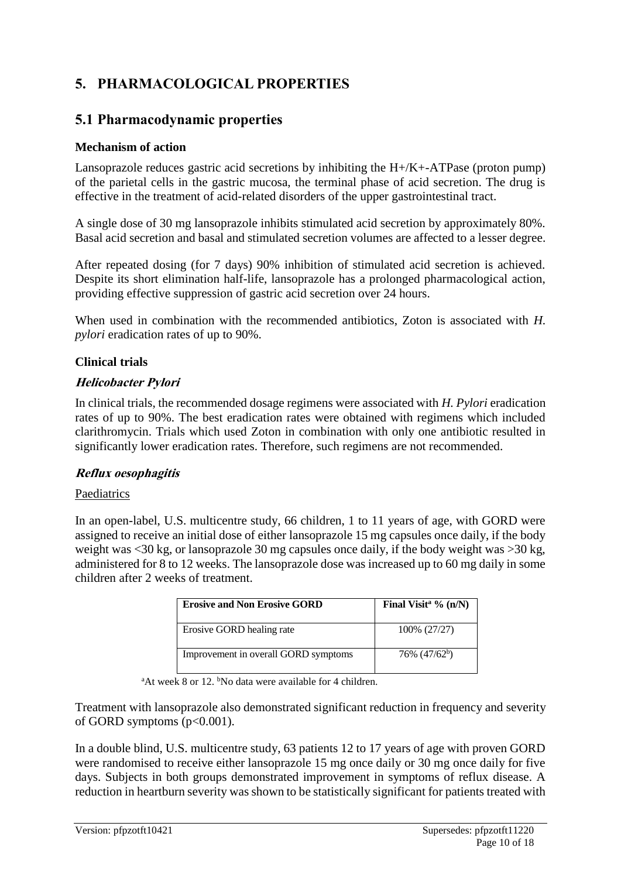# 5. PHARMACOLOGICAL PROPERTIES

## 5.1 Pharmacodynamic properties

### Mechanism of action

Lansoprazole reduces gastric acid secretions by inhibiting the $H^+/K^+$-ATPase (proton pump) of the parietal cells in the gastric mucosa, the terminal phase of acid secretion. The drug is effective in the treatment of acid-related disorders of the upper gastrointestinal tract.

A single dose of 30 mg lansoprazole inhibits stimulated acid secretion by approximately 80%. Basal acid secretion and basal and stimulated secretion volumes are affected to a lesser degree.

After repeated dosing (for 7 days) 90% inhibition of stimulated acid secretion is achieved. Despite its short elimination half-life, lansoprazole has a prolonged pharmacological action, providing effective suppression of gastric acid secretion over 24 hours.

When used in combination with the recommended antibiotics, Zoton is associated with *H. pylori* eradication rates of up to 90%.

### Clinical trials

#### *Helicobacter Pylori*

In clinical trials, the recommended dosage regimens were associated with *H. Pylori* eradication rates of up to 90%. The best eradication rates were obtained with regimens which included clarithromycin. Trials which used Zoton in combination with only one antibiotic resulted in significantly lower eradication rates. Therefore, such regimens are not recommended.

#### *Reflux oesophagitis*

Paediatrics

In an open-label, U.S. multicentre study, 66 children, 1 to 11 years of age, with GORD were assigned to receive an initial dose of either lansoprazole 15 mg capsules once daily, if the body weight was <30 kg, or lansoprazole 30 mg capsules once daily, if the body weight was >30 kg, administered for 8 to 12 weeks. The lansoprazole dose was increased up to 60 mg daily in some children after 2 weeks of treatment.

| Erosive and Non Erosive GORD | Final Visit[a] % (n/N) |
|---|---|
| Erosive GORD healing rate | 100% (27/27) |
| Improvement in overall GORD symptoms | 76% (47/62[b]) |

[a]At week 8 or 12. [b]No data were available for 4 children.

Treatment with lansoprazole also demonstrated significant reduction in frequency and severity of GORD symptoms ($p<0.001$).

In a double blind, U.S. multicentre study, 63 patients 12 to 17 years of age with proven GORD were randomised to receive either lansoprazole 15 mg once daily or 30 mg once daily for five days. Subjects in both groups demonstrated improvement in symptoms of reflux disease. A reduction in heartburn severity was shown to be statistically significant for patients treated with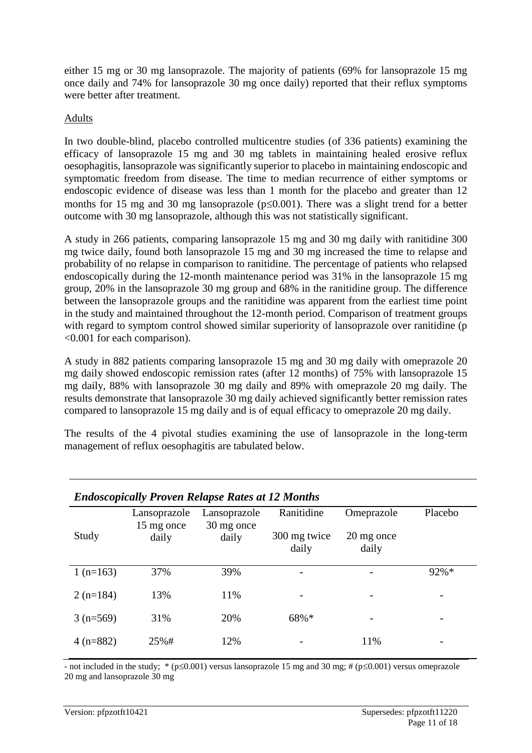either 15 mg or 30 mg lansoprazole. The majority of patients (69% for lansoprazole 15 mg once daily and 74% for lansoprazole 30 mg once daily) reported that their reflux symptoms were better after treatment.

Adults

In two double-blind, placebo controlled multicentre studies (of 336 patients) examining the efficacy of lansoprazole 15 mg and 30 mg tablets in maintaining healed erosive reflux oesophagitis, lansoprazole was significantly superior to placebo in maintaining endoscopic and symptomatic freedom from disease. The time to median recurrence of either symptoms or endoscopic evidence of disease was less than 1 month for the placebo and greater than 12 months for 15 mg and 30 mg lansoprazole ($p \leq 0.001$). There was a slight trend for a better outcome with 30 mg lansoprazole, although this was not statistically significant.

A study in 266 patients, comparing lansoprazole 15 mg and 30 mg daily with ranitidine 300 mg twice daily, found both lansoprazole 15 mg and 30 mg increased the time to relapse and probability of no relapse in comparison to ranitidine. The percentage of patients who relapsed endoscopically during the 12-month maintenance period was 31% in the lansoprazole 15 mg group, 20% in the lansoprazole 30 mg group and 68% in the ranitidine group. The difference between the lansoprazole groups and the ranitidine was apparent from the earliest time point in the study and maintained throughout the 12-month period. Comparison of treatment groups with regard to symptom control showed similar superiority of lansoprazole over ranitidine ($p < 0.001$ for each comparison).

A study in 882 patients comparing lansoprazole 15 mg and 30 mg daily with omeprazole 20 mg daily showed endoscopic remission rates (after 12 months) of 75% with lansoprazole 15 mg daily, 88% with lansoprazole 30 mg daily and 89% with omeprazole 20 mg daily. The results demonstrate that lansoprazole 30 mg daily achieved significantly better remission rates compared to lansoprazole 15 mg daily and is of equal efficacy to omeprazole 20 mg daily.

The results of the 4 pivotal studies examining the use of lansoprazole in the long-term management of reflux oesophagitis are tabulated below.

***Endoscopically Proven Relapse Rates at 12 Months***

| Study | Lansoprazole 15 mg once daily | Lansoprazole 30 mg once daily | Ranitidine 300 mg twice daily | Omeprazole 20 mg once daily | Placebo |
|---|---|---|---|---|---|
| 1 (n=163) | 37% | 39% | - | - | 92%* |
| 2 (n=184) | 13% | 11% | - | - | - |
| 3 (n=569) | 31% | 20% | 68%* | - | - |
| 4 (n=882) | 25%# | 12% | - | 11% | - |

- not included in the study; * ($p \leq 0.001$) versus lansoprazole 15 mg and 30 mg; # ($p \leq 0.001$) versus omeprazole 20 mg and lansoprazole 30 mg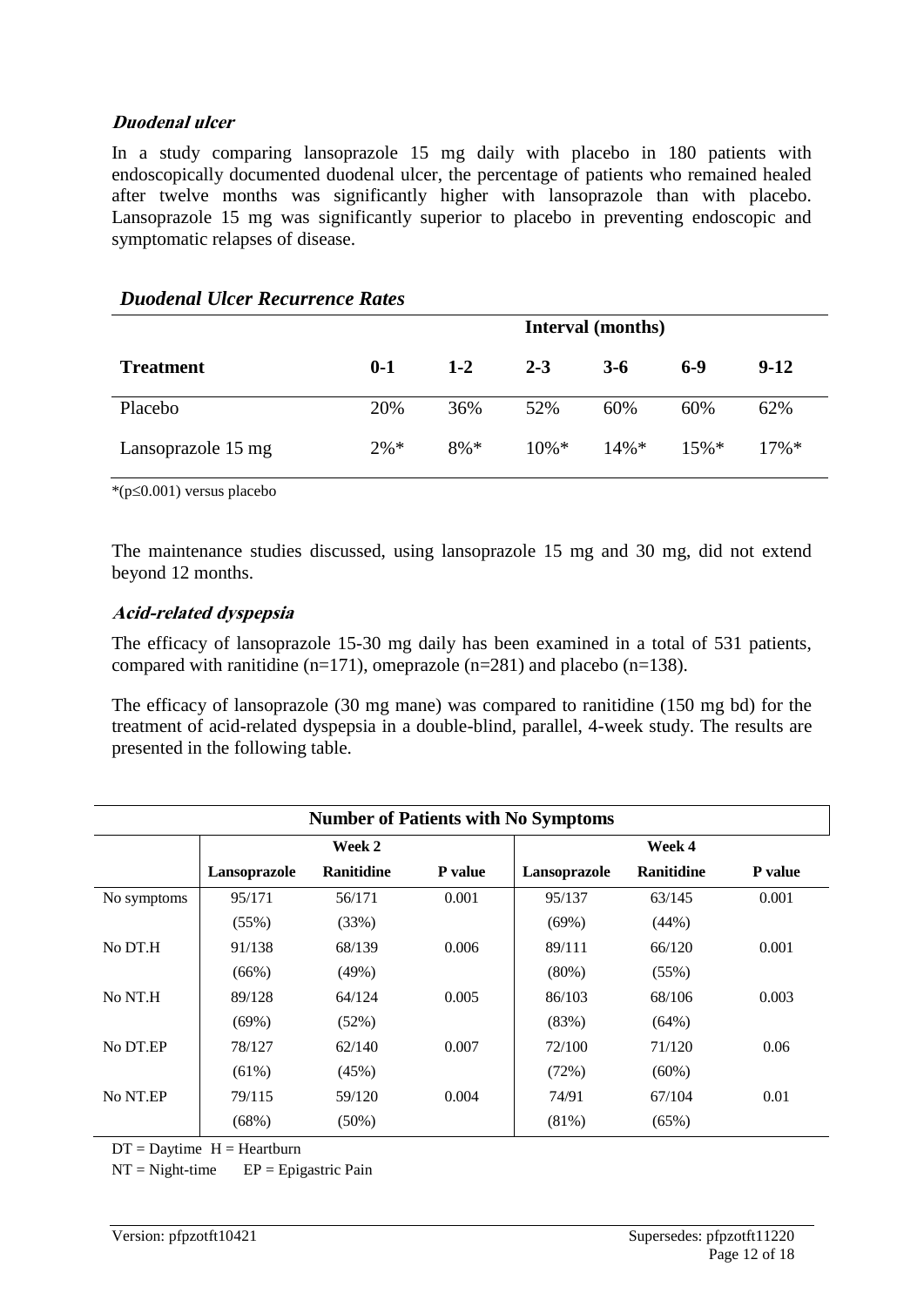### *Duodenal ulcer*

In a study comparing lansoprazole 15 mg daily with placebo in 180 patients with endoscopically documented duodenal ulcer, the percentage of patients who remained healed after twelve months was significantly higher with lansoprazole than with placebo. Lansoprazole 15 mg was significantly superior to placebo in preventing endoscopic and symptomatic relapses of disease.

#### *Duodenal Ulcer Recurrence Rates*

| | Interval (months) | | | | | |
|---|---|---|---|---|---|---|
| **Treatment** | **0-1** | **1-2** | **2-3** | **3-6** | **6-9** | **9-12** |
| Placebo | 20% | 36% | 52% | 60% | 60% | 62% |
| Lansoprazole 15 mg | 2%* | 8%* | 10%* | 14%* | 15%* | 17%* |

*($p \leq 0.001$) versus placebo

The maintenance studies discussed, using lansoprazole 15 mg and 30 mg, did not extend beyond 12 months.

### *Acid-related dyspepsia*

The efficacy of lansoprazole 15-30 mg daily has been examined in a total of 531 patients, compared with ranitidine (n=171), omeprazole (n=281) and placebo (n=138).

The efficacy of lansoprazole (30 mg mane) was compared to ranitidine (150 mg bd) for the treatment of acid-related dyspepsia in a double-blind, parallel, 4-week study. The results are presented in the following table.

**Number of Patients with No Symptoms**

| | Week 2 | | | Week 4 | | |
|---|---|---|---|---|---|---|
| | **Lansoprazole** | **Ranitidine** | **P value** | **Lansoprazole** | **Ranitidine** | **P value** |
| No symptoms | 95/171 (55%) | 56/171 (33%) | 0.001 | 95/137 (69%) | 63/145 (44%) | 0.001 |
| No DT.H | 91/138 (66%) | 68/139 (49%) | 0.006 | 89/111 (80%) | 66/120 (55%) | 0.001 |
| No NT.H | 89/128 (69%) | 64/124 (52%) | 0.005 | 86/103 (83%) | 68/106 (64%) | 0.003 |
| No DT.EP | 78/127 (61%) | 62/140 (45%) | 0.007 | 72/100 (72%) | 71/120 (60%) | 0.06 |
| No NT.EP | 79/115 (68%) | 59/120 (50%) | 0.004 | 74/91 (81%) | 67/104 (65%) | 0.01 |

DT = Daytime H = Heartburn

NT = Night-time EP = Epigastric Pain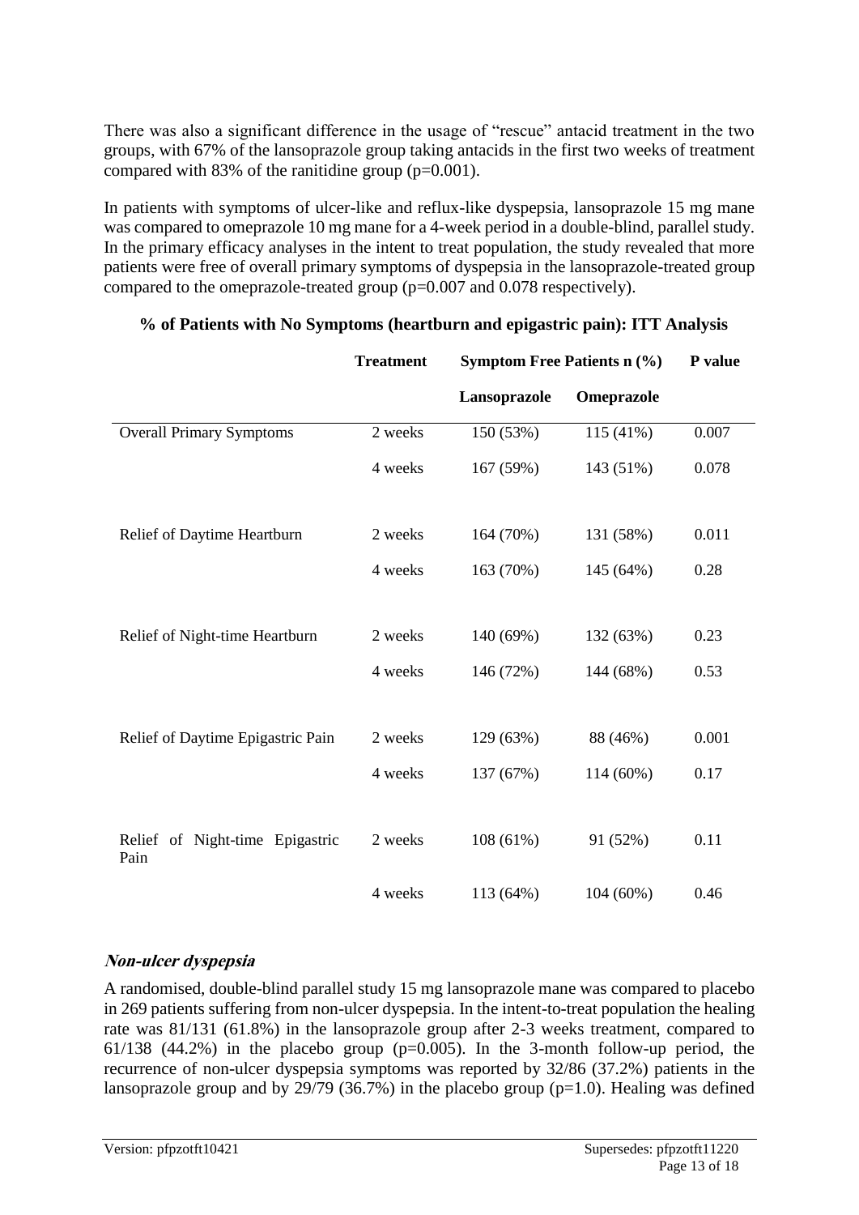There was also a significant difference in the usage of "rescue" antacid treatment in the two groups, with 67% of the lansoprazole group taking antacids in the first two weeks of treatment compared with 83% of the ranitidine group (p=0.001).

In patients with symptoms of ulcer-like and reflux-like dyspepsia, lansoprazole 15 mg mane was compared to omeprazole 10 mg mane for a 4-week period in a double-blind, parallel study. In the primary efficacy analyses in the intent to treat population, the study revealed that more patients were free of overall primary symptoms of dyspepsia in the lansoprazole-treated group compared to the omeprazole-treated group (p=0.007 and 0.078 respectively).

**% of Patients with No Symptoms (heartburn and epigastric pain): ITT Analysis**

| | Treatment | Symptom Free Patients n (%) | | P value |
|---|---|---|---|---|
| | | Lansoprazole | Omeprazole | |
| Overall Primary Symptoms | 2 weeks | 150 (53%) | 115 (41%) | 0.007 |
| | 4 weeks | 167 (59%) | 143 (51%) | 0.078 |
| Relief of Daytime Heartburn | 2 weeks | 164 (70%) | 131 (58%) | 0.011 |
| | 4 weeks | 163 (70%) | 145 (64%) | 0.28 |
| Relief of Night-time Heartburn | 2 weeks | 140 (69%) | 132 (63%) | 0.23 |
| | 4 weeks | 146 (72%) | 144 (68%) | 0.53 |
| Relief of Daytime Epigastric Pain | 2 weeks | 129 (63%) | 88 (46%) | 0.001 |
| | 4 weeks | 137 (67%) | 114 (60%) | 0.17 |
| Relief of Night-time Epigastric Pain | 2 weeks | 108 (61%) | 91 (52%) | 0.11 |
| | 4 weeks | 113 (64%) | 104 (60%) | 0.46 |

***Non-ulcer dyspepsia***

A randomised, double-blind parallel study 15 mg lansoprazole mane was compared to placebo in 269 patients suffering from non-ulcer dyspepsia. In the intent-to-treat population the healing rate was 81/131 (61.8%) in the lansoprazole group after 2-3 weeks treatment, compared to 61/138 (44.2%) in the placebo group (p=0.005). In the 3-month follow-up period, the recurrence of non-ulcer dyspepsia symptoms was reported by 32/86 (37.2%) patients in the lansoprazole group and by 29/79 (36.7%) in the placebo group (p=1.0). Healing was defined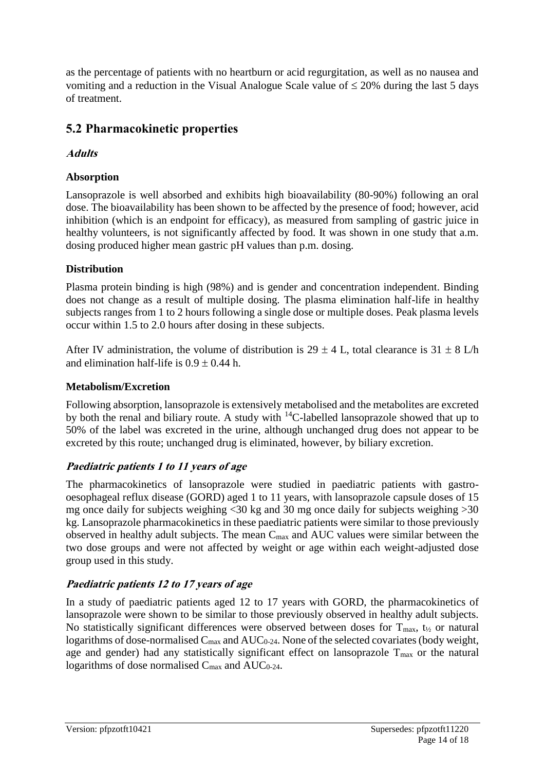as the percentage of patients with no heartburn or acid regurgitation, as well as no nausea and vomiting and a reduction in the Visual Analogue Scale value of $\leq$ 20% during the last 5 days of treatment.

## 5.2 Pharmacokinetic properties

### *Adults*

#### Absorption

Lansoprazole is well absorbed and exhibits high bioavailability (80-90%) following an oral dose. The bioavailability has been shown to be affected by the presence of food; however, acid inhibition (which is an endpoint for efficacy), as measured from sampling of gastric juice in healthy volunteers, is not significantly affected by food. It was shown in one study that a.m. dosing produced higher mean gastric pH values than p.m. dosing.

#### Distribution

Plasma protein binding is high (98%) and is gender and concentration independent. Binding does not change as a result of multiple dosing. The plasma elimination half-life in healthy subjects ranges from 1 to 2 hours following a single dose or multiple doses. Peak plasma levels occur within 1.5 to 2.0 hours after dosing in these subjects.

After IV administration, the volume of distribution is $29 \pm 4$ L, total clearance is $31 \pm 8$ L/h and elimination half-life is $0.9 \pm 0.44$ h.

#### Metabolism/Excretion

Following absorption, lansoprazole is extensively metabolised and the metabolites are excreted by both the renal and biliary route. A study with $^{14}C$-labelled lansoprazole showed that up to 50% of the label was excreted in the urine, although unchanged drug does not appear to be excreted by this route; unchanged drug is eliminated, however, by biliary excretion.

### *Paediatric patients 1 to 11 years of age*

The pharmacokinetics of lansoprazole were studied in paediatric patients with gastro-oesophageal reflux disease (GORD) aged 1 to 11 years, with lansoprazole capsule doses of 15 mg once daily for subjects weighing <30 kg and 30 mg once daily for subjects weighing >30 kg. Lansoprazole pharmacokinetics in these paediatric patients were similar to those previously observed in healthy adult subjects. The mean $C_{max}$ and AUC values were similar between the two dose groups and were not affected by weight or age within each weight-adjusted dose group used in this study.

### *Paediatric patients 12 to 17 years of age*

In a study of paediatric patients aged 12 to 17 years with GORD, the pharmacokinetics of lansoprazole were shown to be similar to those previously observed in healthy adult subjects. No statistically significant differences were observed between doses for $T_{max}$, $t_{½}$ or natural logarithms of dose-normalised $C_{max}$ and $AUC_{0\text{-}24}$. None of the selected covariates (body weight, age and gender) had any statistically significant effect on lansoprazole $T_{max}$ or the natural logarithms of dose normalised $C_{max}$ and $AUC_{0\text{-}24}$.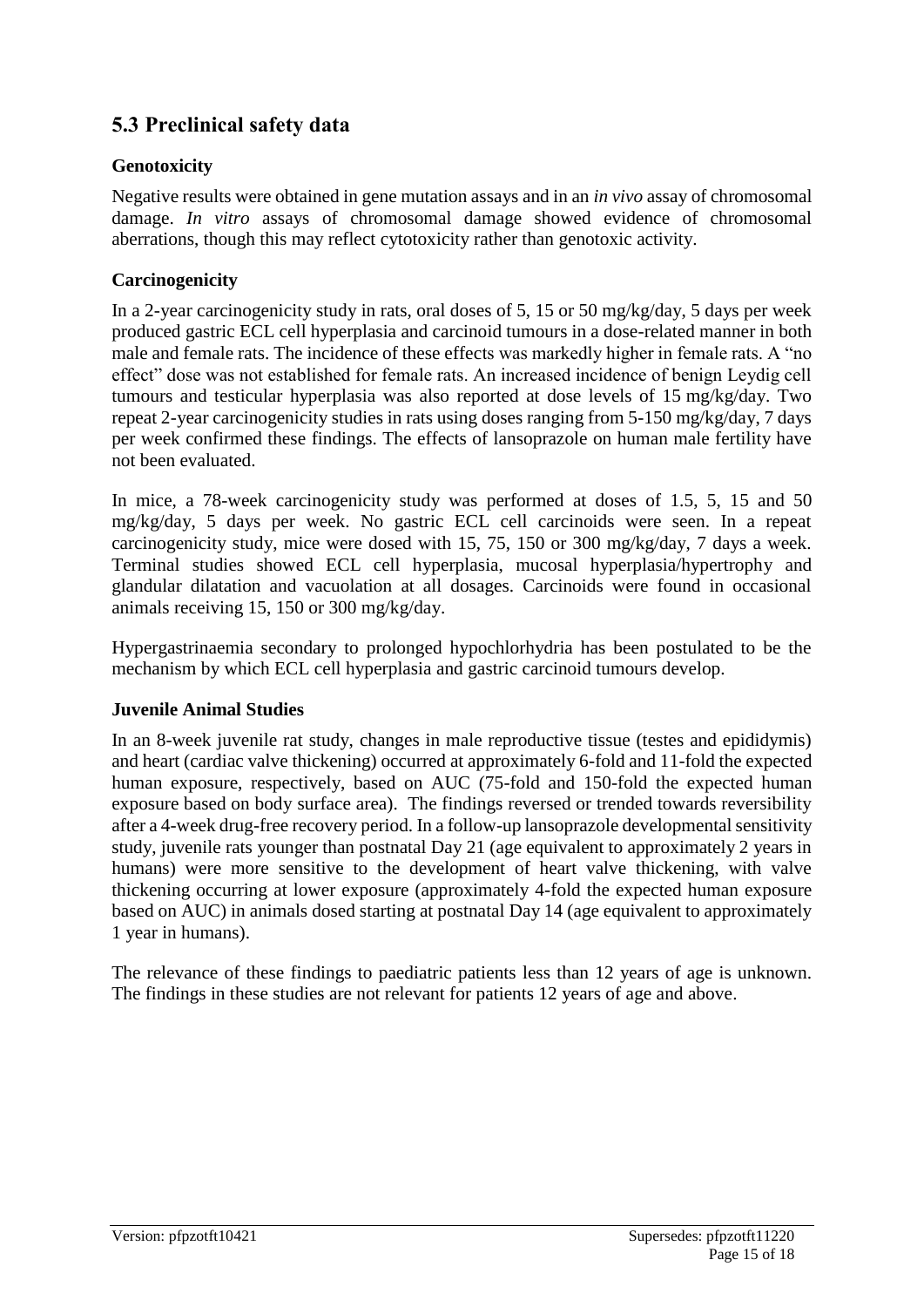## 5.3 Preclinical safety data

### Genotoxicity

Negative results were obtained in gene mutation assays and in an *in vivo* assay of chromosomal damage. *In vitro* assays of chromosomal damage showed evidence of chromosomal aberrations, though this may reflect cytotoxicity rather than genotoxic activity.

### Carcinogenicity

In a 2-year carcinogenicity study in rats, oral doses of 5, 15 or 50 mg/kg/day, 5 days per week produced gastric ECL cell hyperplasia and carcinoid tumours in a dose-related manner in both male and female rats. The incidence of these effects was markedly higher in female rats. A "no effect" dose was not established for female rats. An increased incidence of benign Leydig cell tumours and testicular hyperplasia was also reported at dose levels of 15 mg/kg/day. Two repeat 2-year carcinogenicity studies in rats using doses ranging from 5-150 mg/kg/day, 7 days per week confirmed these findings. The effects of lansoprazole on human male fertility have not been evaluated.

In mice, a 78-week carcinogenicity study was performed at doses of 1.5, 5, 15 and 50 mg/kg/day, 5 days per week. No gastric ECL cell carcinoids were seen. In a repeat carcinogenicity study, mice were dosed with 15, 75, 150 or 300 mg/kg/day, 7 days a week. Terminal studies showed ECL cell hyperplasia, mucosal hyperplasia/hypertrophy and glandular dilatation and vacuolation at all dosages. Carcinoids were found in occasional animals receiving 15, 150 or 300 mg/kg/day.

Hypergastrinaemia secondary to prolonged hypochlorhydria has been postulated to be the mechanism by which ECL cell hyperplasia and gastric carcinoid tumours develop.

### Juvenile Animal Studies

In an 8-week juvenile rat study, changes in male reproductive tissue (testes and epididymis) and heart (cardiac valve thickening) occurred at approximately 6-fold and 11-fold the expected human exposure, respectively, based on AUC (75-fold and 150-fold the expected human exposure based on body surface area). The findings reversed or trended towards reversibility after a 4-week drug-free recovery period. In a follow-up lansoprazole developmental sensitivity study, juvenile rats younger than postnatal Day 21 (age equivalent to approximately 2 years in humans) were more sensitive to the development of heart valve thickening, with valve thickening occurring at lower exposure (approximately 4-fold the expected human exposure based on AUC) in animals dosed starting at postnatal Day 14 (age equivalent to approximately 1 year in humans).

The relevance of these findings to paediatric patients less than 12 years of age is unknown. The findings in these studies are not relevant for patients 12 years of age and above.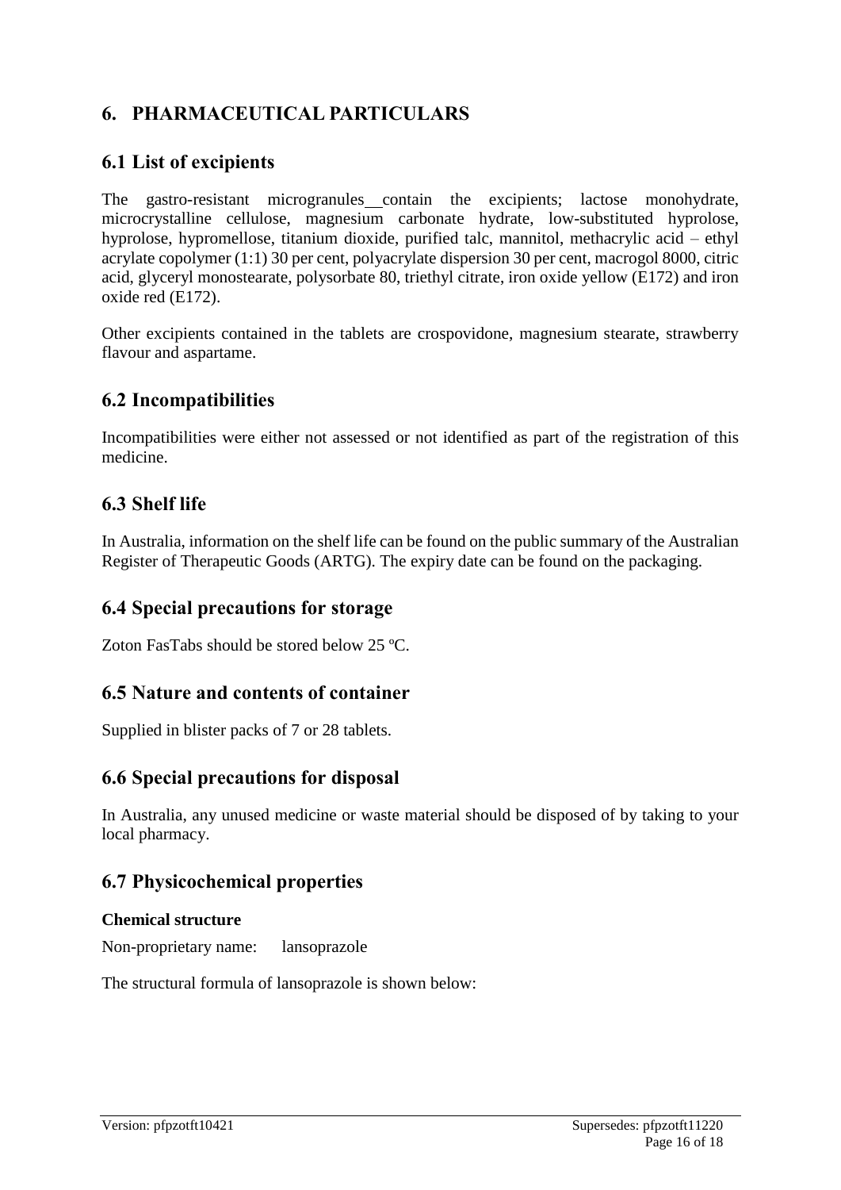# 6. PHARMACEUTICAL PARTICULARS

## 6.1 List of excipients

The gastro-resistant microgranules contain the excipients; lactose monohydrate, microcrystalline cellulose, magnesium carbonate hydrate, low-substituted hyprolose, hyprolose, hypromellose, titanium dioxide, purified talc, mannitol, methacrylic acid – ethyl acrylate copolymer (1:1) 30 per cent, polyacrylate dispersion 30 per cent, macrogol 8000, citric acid, glyceryl monostearate, polysorbate 80, triethyl citrate, iron oxide yellow (E172) and iron oxide red (E172).

Other excipients contained in the tablets are crospovidone, magnesium stearate, strawberry flavour and aspartame.

## 6.2 Incompatibilities

Incompatibilities were either not assessed or not identified as part of the registration of this medicine.

## 6.3 Shelf life

In Australia, information on the shelf life can be found on the public summary of the Australian Register of Therapeutic Goods (ARTG). The expiry date can be found on the packaging.

## 6.4 Special precautions for storage

Zoton FasTabs should be stored below 25 ºC.

## 6.5 Nature and contents of container

Supplied in blister packs of 7 or 28 tablets.

## 6.6 Special precautions for disposal

In Australia, any unused medicine or waste material should be disposed of by taking to your local pharmacy.

## 6.7 Physicochemical properties

**Chemical structure**

Non-proprietary name: lansoprazole

The structural formula of lansoprazole is shown below:

Version: pfpzotft10421 Supersedes: pfpzotft11220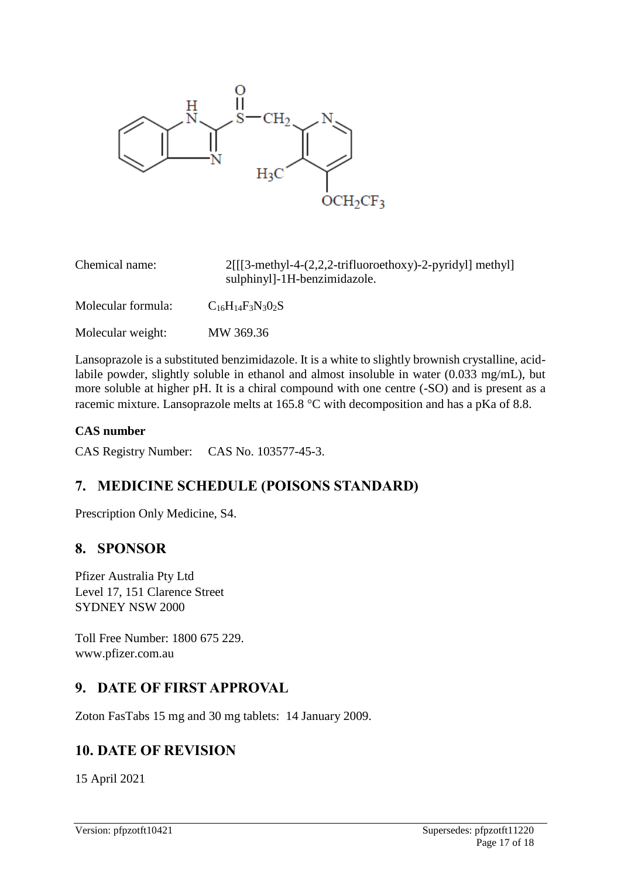Chemical name: 2[[[3-methyl-4-(2,2,2-trifluoroethoxy)-2-pyridyl] methyl] sulphinyl]-1H-benzimidazole.

Molecular formula: $C_{16}H_{14}F_3N_30_2S$

Molecular weight: MW 369.36

Lansoprazole is a substituted benzimidazole. It is a white to slightly brownish crystalline, acid-labile powder, slightly soluble in ethanol and almost insoluble in water (0.033 mg/mL), but more soluble at higher pH. It is a chiral compound with one centre (-SO) and is present as a racemic mixture. Lansoprazole melts at 165.8 °C with decomposition and has a pKa of 8.8.

**CAS number**

CAS Registry Number: CAS No. 103577-45-3.

## 7. MEDICINE SCHEDULE (POISONS STANDARD)

Prescription Only Medicine, S4.

## 8. SPONSOR

Pfizer Australia Pty Ltd
Level 17, 151 Clarence Street
SYDNEY NSW 2000

Toll Free Number: 1800 675 229.
www.pfizer.com.au

## 9. DATE OF FIRST APPROVAL

Zoton FasTabs 15 mg and 30 mg tablets: 14 January 2009.

## 10. DATE OF REVISION

15 April 2021

Version: pfpzotft10421 Supersedes: pfpzotft11220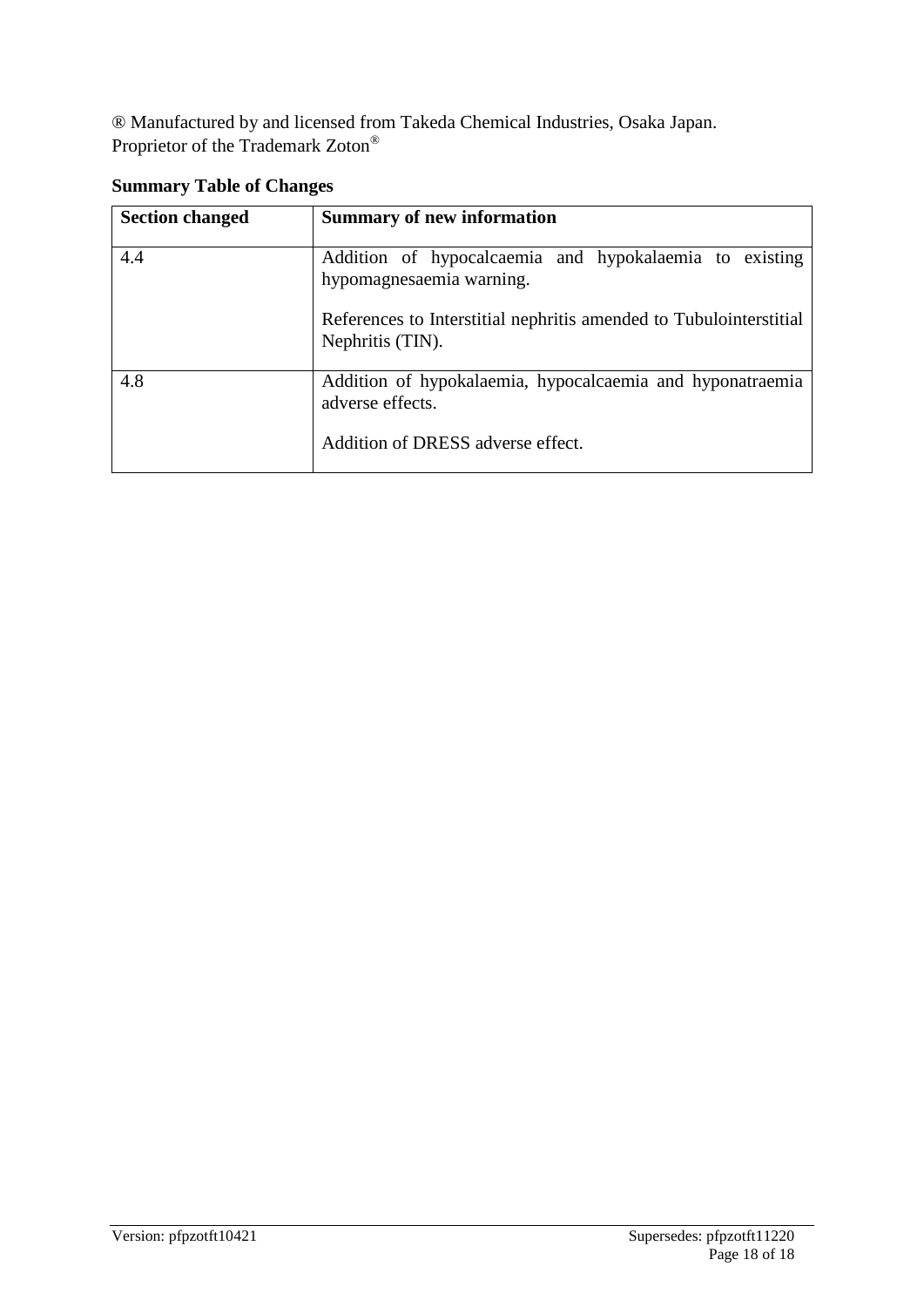® Manufactured by and licensed from Takeda Chemical Industries, Osaka Japan.
Proprietor of the Trademark Zoton®

**Summary Table of Changes**

| Section changed | Summary of new information |
|---|---|
| 4.4 | Addition of hypocalcaemia and hypokalaemia to existing hypomagnesaemia warning.<br><br>References to Interstitial nephritis amended to Tubulointerstitial Nephritis (TIN). |
| 4.8 | Addition of hypokalaemia, hypocalcaemia and hyponatraemia adverse effects.<br><br>Addition of DRESS adverse effect. |